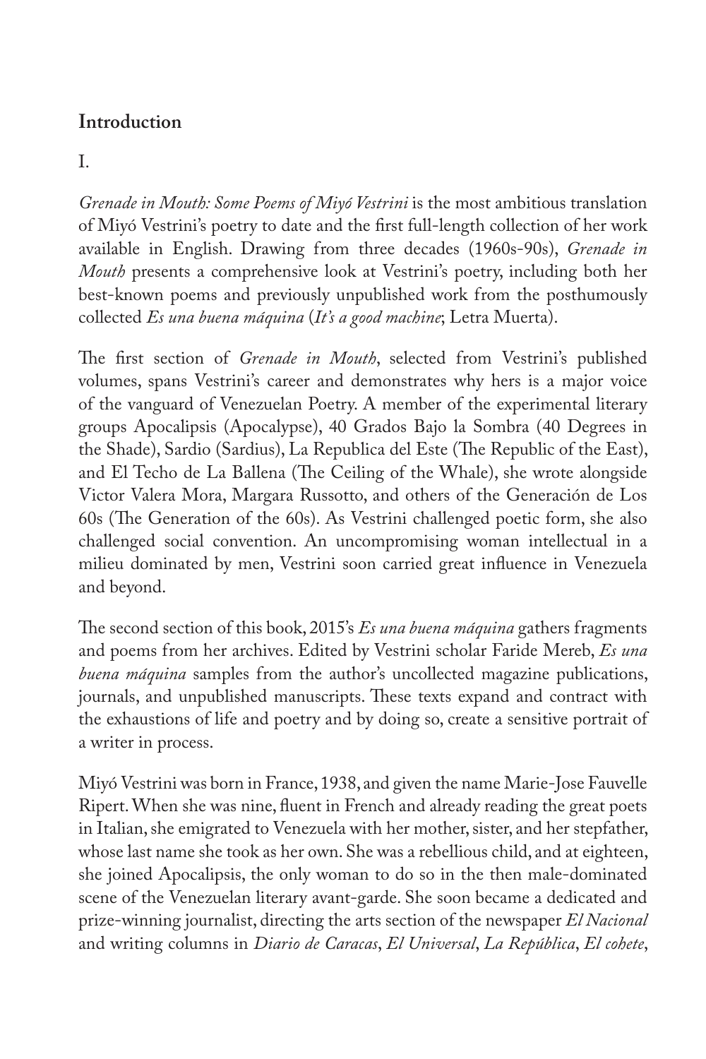## Introduction

I.

*Grenade in Mouth: Some Poems of Miyó Vestrini* is the most ambitious translation of Miyó Vestrini's poetry to date and the first full-length collection of her work available in English. Drawing from three decades (1960s-90s), *Grenade in Mouth* presents a comprehensive look at Vestrini's poetry, including both her best-known poems and previously unpublished work from the posthumously collected *Es una buena máquina* (*It's a good machine*; Letra Muerta).

The first section of *Grenade in Mouth*, selected from Vestrini's published volumes, spans Vestrini's career and demonstrates why hers is a major voice of the vanguard of Venezuelan Poetry. A member of the experimental literary groups Apocalipsis (Apocalypse), 40 Grados Bajo la Sombra (40 Degrees in the Shade), Sardio (Sardius), La Republica del Este (The Republic of the East), and El Techo de La Ballena (The Ceiling of the Whale), she wrote alongside Victor Valera Mora, Margara Russotto, and others of the Generación de Los 60s (The Generation of the 60s). As Vestrini challenged poetic form, she also challenged social convention. An uncompromising woman intellectual in a milieu dominated by men, Vestrini soon carried great influence in Venezuela and beyond.

The second section of this book, 2015's *Es una buena máquina* gathers fragments and poems from her archives. Edited by Vestrini scholar Faride Mereb, *Es una buena máquina* samples from the author's uncollected magazine publications, journals, and unpublished manuscripts. These texts expand and contract with the exhaustions of life and poetry and by doing so, create a sensitive portrait of a writer in process.

Miyó Vestrini was born in France, 1938, and given the name Marie-Jose Fauvelle Ripert. When she was nine, fluent in French and already reading the great poets in Italian, she emigrated to Venezuela with her mother, sister, and her stepfather, whose last name she took as her own. She was a rebellious child, and at eighteen, she joined Apocalipsis, the only woman to do so in the then male-dominated scene of the Venezuelan literary avant-garde. She soon became a dedicated and prize-winning journalist, directing the arts section of the newspaper *El Nacional* and writing columns in *Diario de Caracas*, *El Universal*, *La República*, *El cohete*,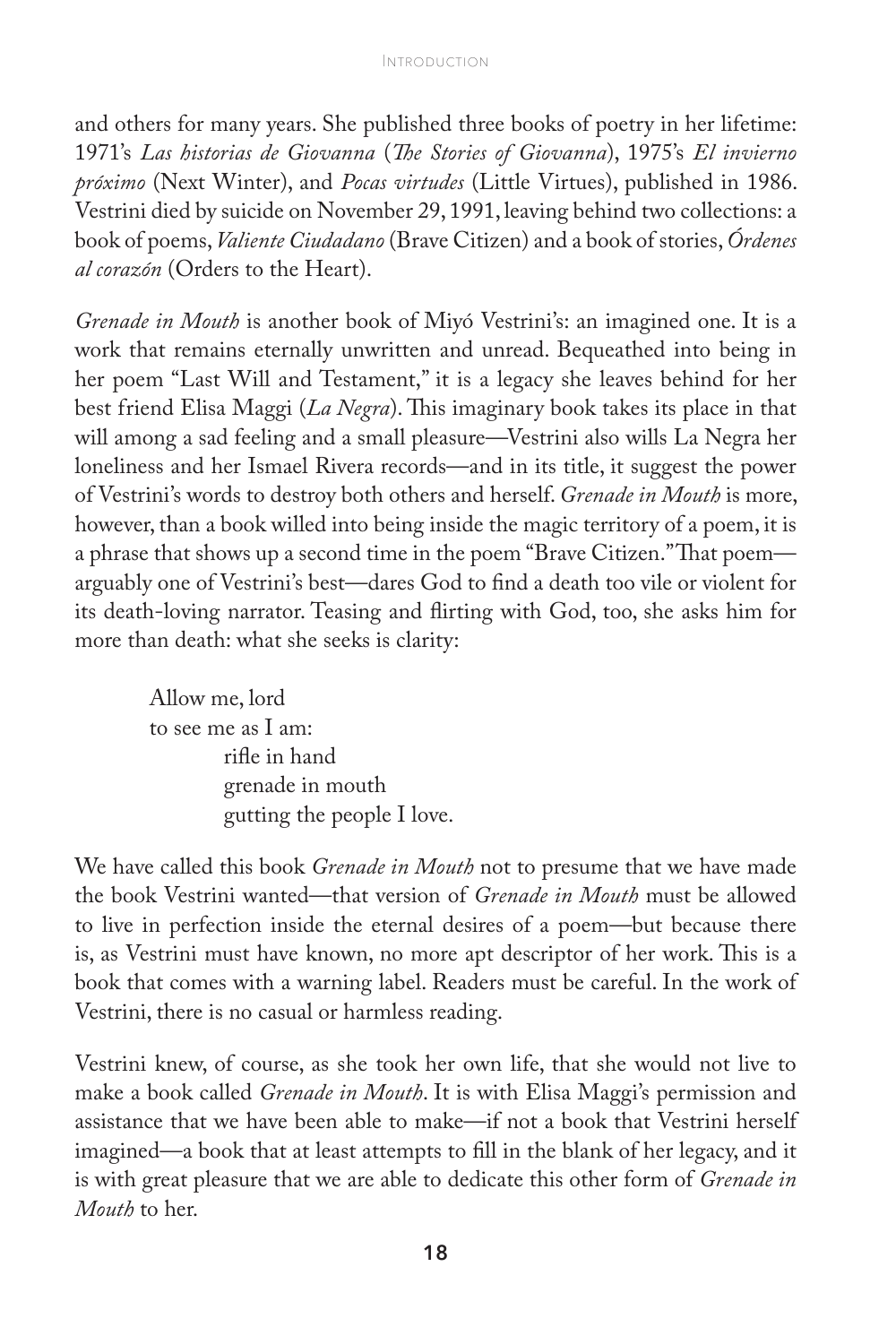and others for many years. She published three books of poetry in her lifetime: 1971's *Las historias de Giovanna* (*The Stories of Giovanna*), 1975's *El invierno próximo* (Next Winter), and *Pocas virtudes* (Little Virtues), published in 1986. Vestrini died by suicide on November 29, 1991, leaving behind two collections: a book of poems, *Valiente Ciudadano* (Brave Citizen) and a book of stories, *Órdenes al corazón* (Orders to the Heart).

*Grenade in Mouth* is another book of Miyó Vestrini's: an imagined one. It is a work that remains eternally unwritten and unread. Bequeathed into being in her poem "Last Will and Testament," it is a legacy she leaves behind for her best friend Elisa Maggi (*La Negra*). This imaginary book takes its place in that will among a sad feeling and a small pleasure—Vestrini also wills La Negra her loneliness and her Ismael Rivera records—and in its title, it suggest the power of Vestrini's words to destroy both others and herself. *Grenade in Mouth* is more, however, than a book willed into being inside the magic territory of a poem, it is a phrase that shows up a second time in the poem "Brave Citizen." That poem—arguably one of Vestrini's best—dares God to find a death too vile or violent for its death-loving narrator. Teasing and flirting with God, too, she asks him for more than death: what she seeks is clarity:

> Allow me, lord
> to see me as I am:
> rifle in hand
> grenade in mouth
> gutting the people I love.

We have called this book *Grenade in Mouth* not to presume that we have made the book Vestrini wanted—that version of *Grenade in Mouth* must be allowed to live in perfection inside the eternal desires of a poem—but because there is, as Vestrini must have known, no more apt descriptor of her work. This is a book that comes with a warning label. Readers must be careful. In the work of Vestrini, there is no casual or harmless reading.

Vestrini knew, of course, as she took her own life, that she would not live to make a book called *Grenade in Mouth*. It is with Elisa Maggi's permission and assistance that we have been able to make—if not a book that Vestrini herself imagined—a book that at least attempts to fill in the blank of her legacy, and it is with great pleasure that we are able to dedicate this other form of *Grenade in Mouth* to her.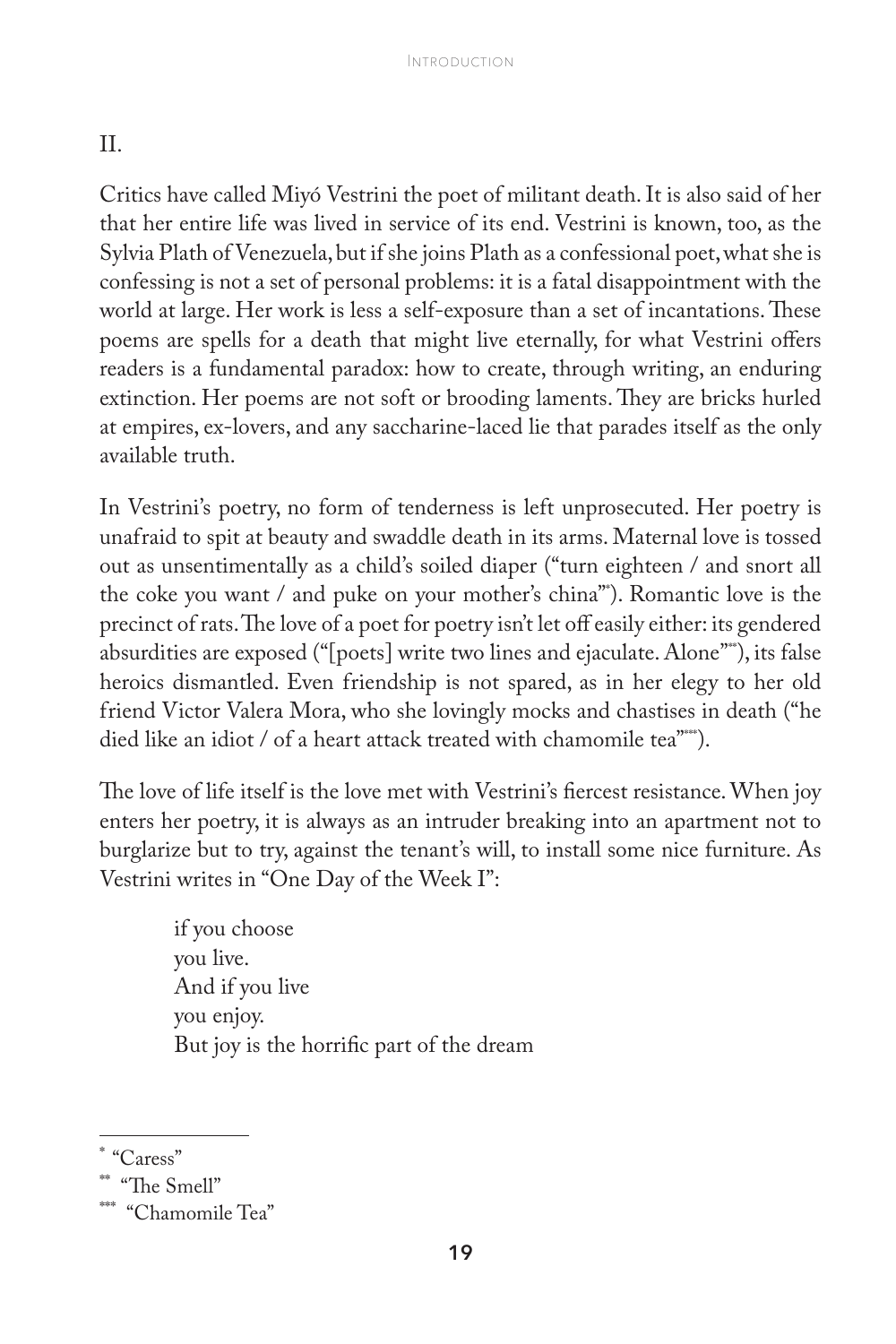## II.

Critics have called Miyó Vestrini the poet of militant death. It is also said of her that her entire life was lived in service of its end. Vestrini is known, too, as the Sylvia Plath of Venezuela, but if she joins Plath as a confessional poet, what she is confessing is not a set of personal problems: it is a fatal disappointment with the world at large. Her work is less a self-exposure than a set of incantations. These poems are spells for a death that might live eternally, for what Vestrini offers readers is a fundamental paradox: how to create, through writing, an enduring extinction. Her poems are not soft or brooding laments. They are bricks hurled at empires, ex-lovers, and any saccharine-laced lie that parades itself as the only available truth.

In Vestrini's poetry, no form of tenderness is left unprosecuted. Her poetry is unafraid to spit at beauty and swaddle death in its arms. Maternal love is tossed out as unsentimentally as a child's soiled diaper ("turn eighteen / and snort all the coke you want / and puke on your mother's china"*). Romantic love is the precinct of rats. The love of a poet for poetry isn't let off easily either: its gendered absurdities are exposed ("[poets] write two lines and ejaculate. Alone"**), its false heroics dismantled. Even friendship is not spared, as in her elegy to her old friend Victor Valera Mora, who she lovingly mocks and chastises in death ("he died like an idiot / of a heart attack treated with chamomile tea"***).

The love of life itself is the love met with Vestrini's fiercest resistance. When joy enters her poetry, it is always as an intruder breaking into an apartment not to burglarize but to try, against the tenant's will, to install some nice furniture. As Vestrini writes in "One Day of the Week I":

> if you choose
> you live.
> And if you live
> you enjoy.
> But joy is the horrific part of the dream

---

* "Caress"

** "The Smell"

*** "Chamomile Tea"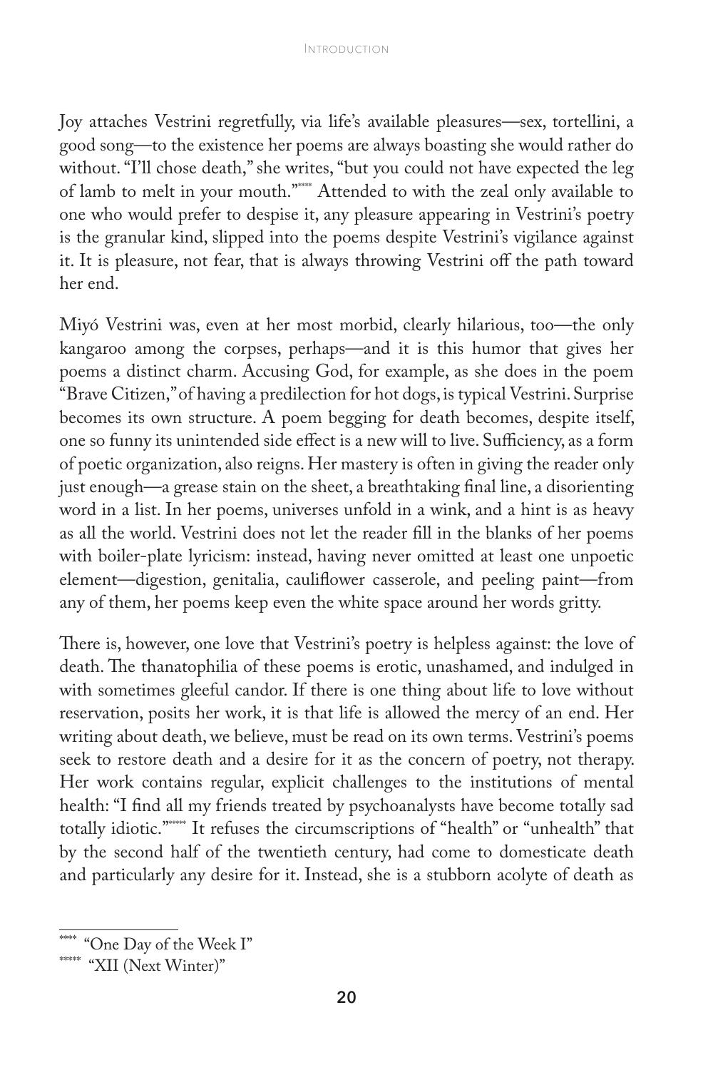Joy attaches Vestrini regretfully, via life's available pleasures—sex, tortellini, a good song—to the existence her poems are always boasting she would rather do without. "I'll chose death," she writes, "but you could not have expected the leg of lamb to melt in your mouth."[****] Attended to with the zeal only available to one who would prefer to despise it, any pleasure appearing in Vestrini's poetry is the granular kind, slipped into the poems despite Vestrini's vigilance against it. It is pleasure, not fear, that is always throwing Vestrini off the path toward her end.

Miyó Vestrini was, even at her most morbid, clearly hilarious, too—the only kangaroo among the corpses, perhaps—and it is this humor that gives her poems a distinct charm. Accusing God, for example, as she does in the poem "Brave Citizen," of having a predilection for hot dogs, is typical Vestrini. Surprise becomes its own structure. A poem begging for death becomes, despite itself, one so funny its unintended side effect is a new will to live. Sufficiency, as a form of poetic organization, also reigns. Her mastery is often in giving the reader only just enough—a grease stain on the sheet, a breathtaking final line, a disorienting word in a list. In her poems, universes unfold in a wink, and a hint is as heavy as all the world. Vestrini does not let the reader fill in the blanks of her poems with boiler-plate lyricism: instead, having never omitted at least one unpoetic element—digestion, genitalia, cauliflower casserole, and peeling paint—from any of them, her poems keep even the white space around her words gritty.

There is, however, one love that Vestrini's poetry is helpless against: the love of death. The thanatophilia of these poems is erotic, unashamed, and indulged in with sometimes gleeful candor. If there is one thing about life to love without reservation, posits her work, it is that life is allowed the mercy of an end. Her writing about death, we believe, must be read on its own terms. Vestrini's poems seek to restore death and a desire for it as the concern of poetry, not therapy. Her work contains regular, explicit challenges to the institutions of mental health: "I find all my friends treated by psychoanalysts have become totally sad totally idiotic."[*****] It refuses the circumscriptions of "health" or "unhealth" that by the second half of the twentieth century, had come to domesticate death and particularly any desire for it. Instead, she is a stubborn acolyte of death as

---

[****] "One Day of the Week I"

[*****] "XII (Next Winter)"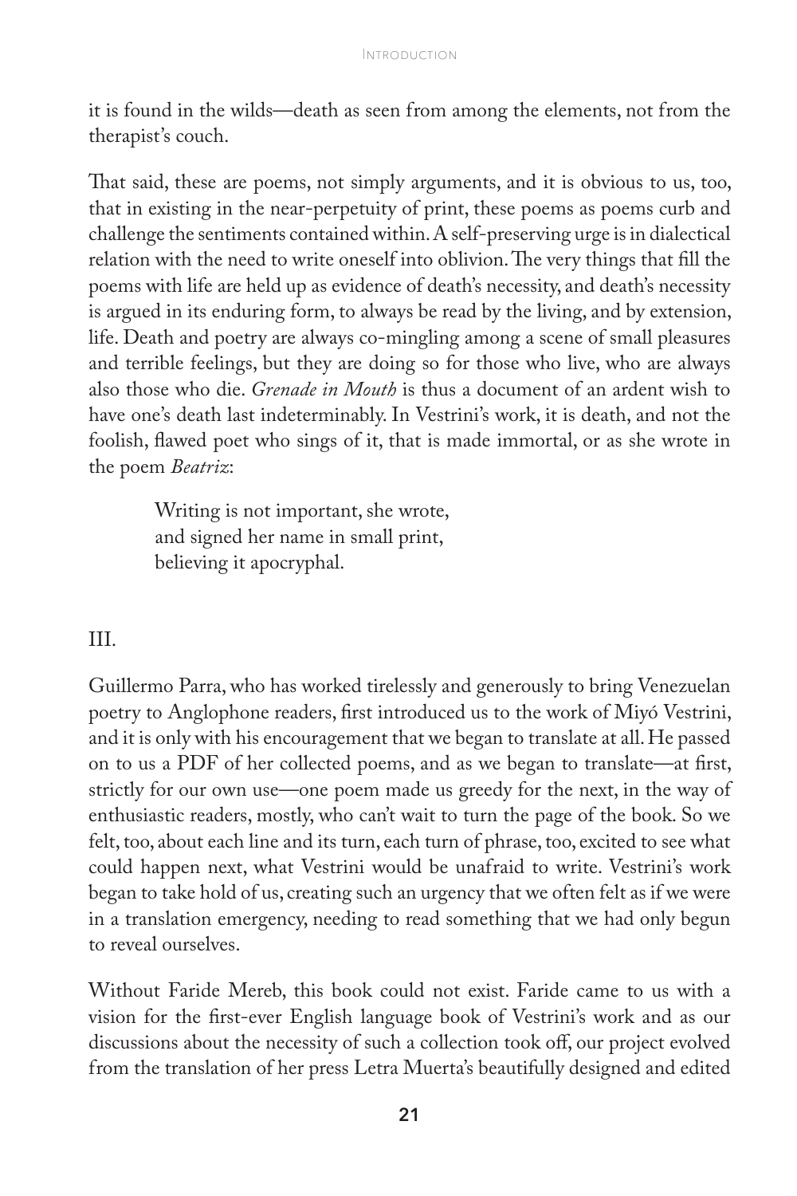it is found in the wilds—death as seen from among the elements, not from the therapist's couch.

That said, these are poems, not simply arguments, and it is obvious to us, too, that in existing in the near-perpetuity of print, these poems as poems curb and challenge the sentiments contained within. A self-preserving urge is in dialectical relation with the need to write oneself into oblivion. The very things that fill the poems with life are held up as evidence of death's necessity, and death's necessity is argued in its enduring form, to always be read by the living, and by extension, life. Death and poetry are always co-mingling among a scene of small pleasures and terrible feelings, but they are doing so for those who live, who are always also those who die. *Grenade in Mouth* is thus a document of an ardent wish to have one's death last indeterminably. In Vestrini's work, it is death, and not the foolish, flawed poet who sings of it, that is made immortal, or as she wrote in the poem *Beatriz*:

> Writing is not important, she wrote,
> and signed her name in small print,
> believing it apocryphal.

## III.

Guillermo Parra, who has worked tirelessly and generously to bring Venezuelan poetry to Anglophone readers, first introduced us to the work of Miyó Vestrini, and it is only with his encouragement that we began to translate at all. He passed on to us a PDF of her collected poems, and as we began to translate—at first, strictly for our own use—one poem made us greedy for the next, in the way of enthusiastic readers, mostly, who can't wait to turn the page of the book. So we felt, too, about each line and its turn, each turn of phrase, too, excited to see what could happen next, what Vestrini would be unafraid to write. Vestrini's work began to take hold of us, creating such an urgency that we often felt as if we were in a translation emergency, needing to read something that we had only begun to reveal ourselves.

Without Faride Mereb, this book could not exist. Faride came to us with a vision for the first-ever English language book of Vestrini's work and as our discussions about the necessity of such a collection took off, our project evolved from the translation of her press Letra Muerta's beautifully designed and edited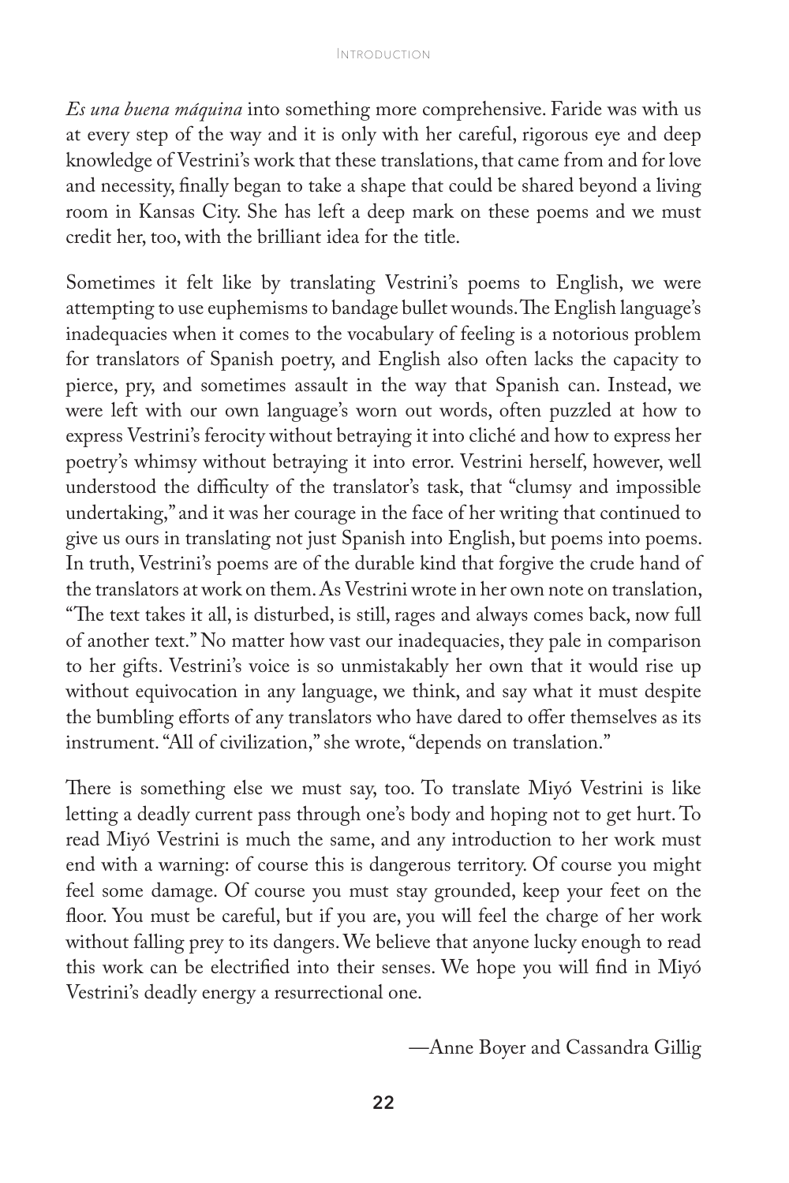*Es una buena máquina* into something more comprehensive. Faride was with us at every step of the way and it is only with her careful, rigorous eye and deep knowledge of Vestrini's work that these translations, that came from and for love and necessity, finally began to take a shape that could be shared beyond a living room in Kansas City. She has left a deep mark on these poems and we must credit her, too, with the brilliant idea for the title.

Sometimes it felt like by translating Vestrini's poems to English, we were attempting to use euphemisms to bandage bullet wounds. The English language's inadequacies when it comes to the vocabulary of feeling is a notorious problem for translators of Spanish poetry, and English also often lacks the capacity to pierce, pry, and sometimes assault in the way that Spanish can. Instead, we were left with our own language's worn out words, often puzzled at how to express Vestrini's ferocity without betraying it into cliché and how to express her poetry's whimsy without betraying it into error. Vestrini herself, however, well understood the difficulty of the translator's task, that "clumsy and impossible undertaking," and it was her courage in the face of her writing that continued to give us ours in translating not just Spanish into English, but poems into poems. In truth, Vestrini's poems are of the durable kind that forgive the crude hand of the translators at work on them. As Vestrini wrote in her own note on translation, "The text takes it all, is disturbed, is still, rages and always comes back, now full of another text." No matter how vast our inadequacies, they pale in comparison to her gifts. Vestrini's voice is so unmistakably her own that it would rise up without equivocation in any language, we think, and say what it must despite the bumbling efforts of any translators who have dared to offer themselves as its instrument. "All of civilization," she wrote, "depends on translation."

There is something else we must say, too. To translate Miyó Vestrini is like letting a deadly current pass through one's body and hoping not to get hurt. To read Miyó Vestrini is much the same, and any introduction to her work must end with a warning: of course this is dangerous territory. Of course you might feel some damage. Of course you must stay grounded, keep your feet on the floor. You must be careful, but if you are, you will feel the charge of her work without falling prey to its dangers. We believe that anyone lucky enough to read this work can be electrified into their senses. We hope you will find in Miyó Vestrini's deadly energy a resurrectional one.

—Anne Boyer and Cassandra Gillig